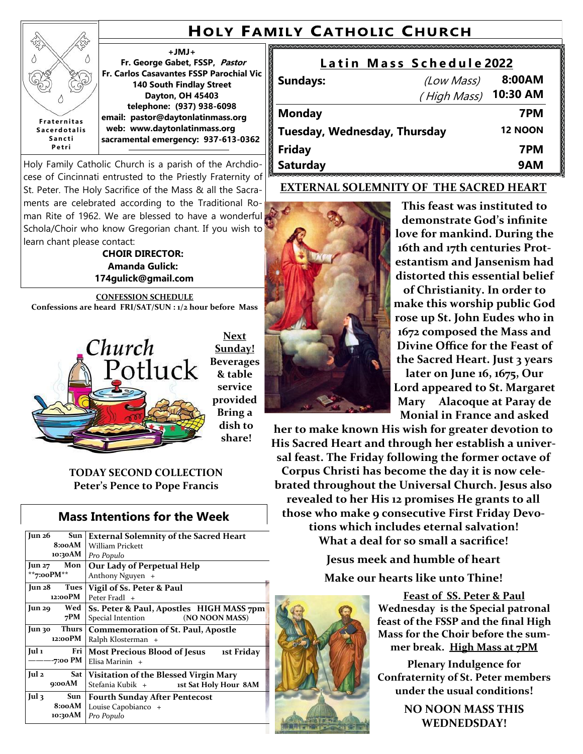# Holy Family Catholic Church

Fraternitas Sacerdotalis Sancti Petri

**+JMJ+**
**Fr. George Gabet, FSSP, *Pastor***
**Fr. Carlos Casavantes FSSP Parochial Vic**
**140 South Findlay Street**
**Dayton, OH 45403**
**telephone: (937) 938-6098**
**email: pastor@daytonlatinmass.org**
**web: www.daytonlatinmass.org**
**sacramental emergency: 937-613-0362**

Holy Family Catholic Church is a parish of the Archdiocese of Cincinnati entrusted to the Priestly Fraternity of St. Peter. The Holy Sacrifice of the Mass & all the Sacraments are celebrated according to the Traditional Roman Rite of 1962. We are blessed to have a wonderful Schola/Choir who know Gregorian chant. If you wish to learn chant please contact:

**CHOIR DIRECTOR:**
**Amanda Gulick:**
**174gulick@gmail.com**

**CONFESSION SCHEDULE**
**Confessions are heard FRI/SAT/SUN : 1/2 hour before Mass**

Church Potluck

**Next Sunday! Beverages & table service provided Bring a dish to share!**

**TODAY SECOND COLLECTION**
**Peter's Pence to Pope Francis**

## Mass Intentions for the Week

| Date / Time | Intention |
|---|---|
| **Jun 26 Sun 8:00AM** | **External Solemnity of the Sacred Heart** William Prickett |
| **10:30AM** | *Pro Populo* |
| **Jun 27 Mon \*\*7:00PM\*\*** | **Our Lady of Perpetual Help** Anthony Nguyen + |
| **Jun 28 Tues 12:00PM** | **Vigil of Ss. Peter & Paul** Peter Fradl + |
| **Jun 29 Wed 7PM** | **Ss. Peter & Paul, Apostles HIGH MASS 7pm** Special Intention (**NO NOON MASS**) |
| **Jun 30 Thurs 12:00PM** | **Commemoration of St. Paul, Apostle** Ralph Klosterman + |
| **Jul 1 Fri ———-7:00 PM** | **Most Precious Blood of Jesus 1st Friday** Elisa Marinin + |
| **Jul 2 Sat 9:00AM** | **Visitation of the Blessed Virgin Mary** Stefania Kubik + **1st Sat Holy Hour 8AM** |
| **Jul 3 Sun 8:00AM** | **Fourth Sunday After Pentecost** Louise Capobianco + |
| **10:30AM** | *Pro Populo* |

## Latin Mass Schedule 2022

| | | |
|---|---|---|
| **Sundays:** | *(Low Mass)* | **8:00AM** |
| | *(High Mass)* | **10:30 AM** |
| **Monday** | | **7PM** |
| **Tuesday, Wednesday, Thursday** | | **12 NOON** |
| **Friday** | | **7PM** |
| **Saturday** | | **9AM** |

## EXTERNAL SOLEMNITY OF THE SACRED HEART

**This feast was instituted to demonstrate God's infinite love for mankind. During the 16th and 17th centuries Protestantism and Jansenism had distorted this essential belief of Christianity. In order to make this worship public God rose up St. John Eudes who in 1672 composed the Mass and Divine Office for the Feast of the Sacred Heart. Just 3 years later on June 16, 1675, Our Lord appeared to St. Margaret Mary Alacoque at Paray de Monial in France and asked her to make known His wish for greater devotion to His Sacred Heart and through her establish a universal feast. The Friday following the former octave of Corpus Christi has become the day it is now celebrated throughout the Universal Church. Jesus also revealed to her His 12 promises He grants to all those who make 9 consecutive First Friday Devotions which includes eternal salvation! What a deal for so small a sacrifice!**

**Jesus meek and humble of heart**

**Make our hearts like unto Thine!**

**Feast of SS. Peter & Paul**

**Wednesday is the Special patronal feast of the FSSP and the final High Mass for the Choir before the summer break. High Mass at 7PM**

**Plenary Indulgence for Confraternity of St. Peter members under the usual conditions!**

**NO NOON MASS THIS WEDNESDAY!**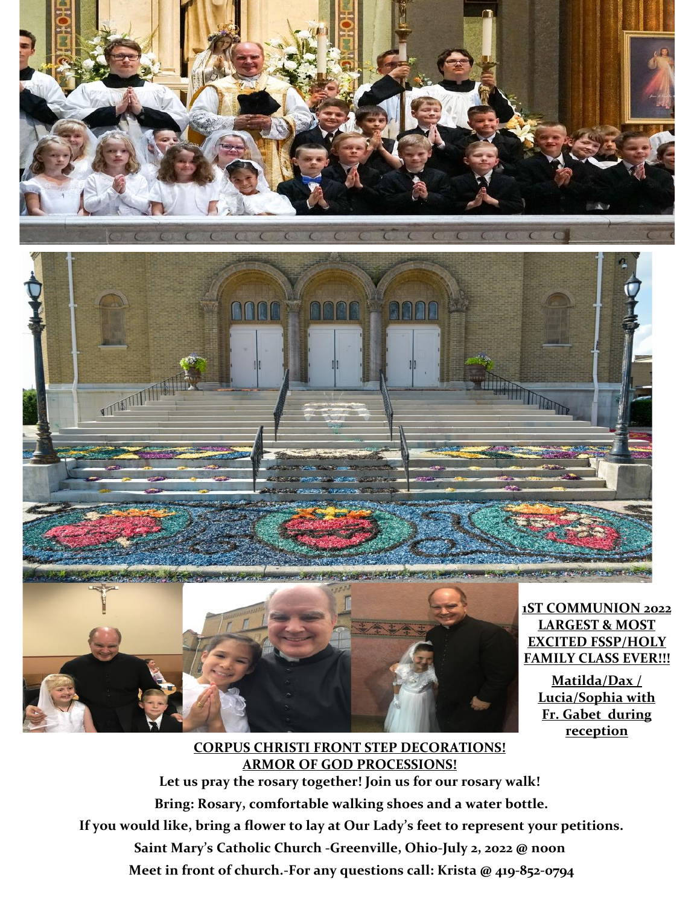**1ST COMMUNION 2022 LARGEST & MOST EXCITED FSSP/HOLY FAMILY CLASS EVER!!!**

**Matilda/Dax / Lucia/Sophia with Fr. Gabet during reception**

**CORPUS CHRISTI FRONT STEP DECORATIONS!**

**ARMOR OF GOD PROCESSIONS!**

**Let us pray the rosary together! Join us for our rosary walk!**

**Bring: Rosary, comfortable walking shoes and a water bottle.**

**If you would like, bring a flower to lay at Our Lady's feet to represent your petitions.**

**Saint Mary's Catholic Church -Greenville, Ohio-July 2, 2022 @ noon**

**Meet in front of church.-For any questions call: Krista @ 419-852-0794**